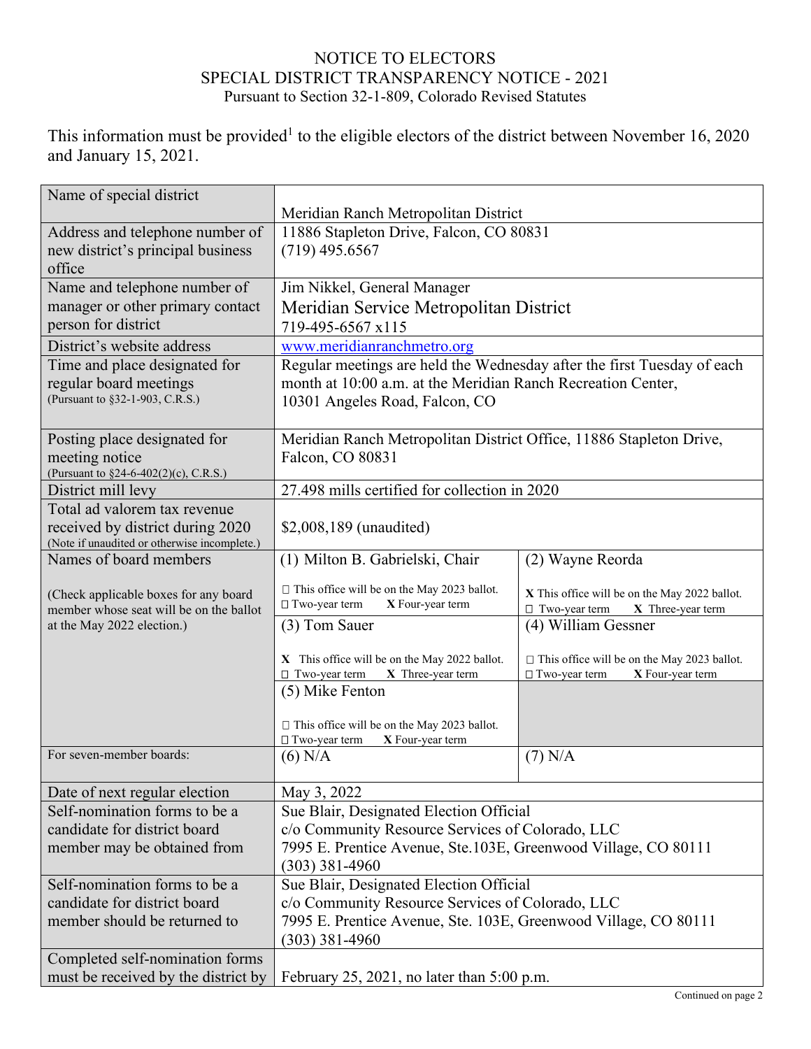# NOTICE TO ELECTORS
## SPECIAL DISTRICT TRANSPARENCY NOTICE - 2021
Pursuant to Section 32-1-809, Colorado Revised Statutes

This information must be provided[1] to the eligible electors of the district between November 16, 2020 and January 15, 2021.

| | | |
|---|---|---|
| Name of special district | Meridian Ranch Metropolitan District | |
| Address and telephone number of new district's principal business office | 11886 Stapleton Drive, Falcon, CO 80831<br>(719) 495.6567 | |
| Name and telephone number of manager or other primary contact person for district | Jim Nikkel, General Manager<br>Meridian Service Metropolitan District<br>719-495-6567 x115 | |
| District's website address | www.meridianranchmetro.org | |
| Time and place designated for regular board meetings<br>(Pursuant to §32-1-903, C.R.S.) | Regular meetings are held the Wednesday after the first Tuesday of each month at 10:00 a.m. at the Meridian Ranch Recreation Center, 10301 Angeles Road, Falcon, CO | |
| Posting place designated for meeting notice<br>(Pursuant to §24-6-402(2)(c), C.R.S.) | Meridian Ranch Metropolitan District Office, 11886 Stapleton Drive, Falcon, CO 80831 | |
| District mill levy | 27.498 mills certified for collection in 2020 | |
| Total ad valorem tax revenue received by district during 2020<br>(Note if unaudited or otherwise incomplete.) | $2,008,189 (unaudited) | |
| Names of board members<br><br>(Check applicable boxes for any board member whose seat will be on the ballot at the May 2022 election.) | (1) Milton B. Gabrielski, Chair<br><br>☐ This office will be on the May 2023 ballot.<br>☐ Two-year term X Four-year term | (2) Wayne Reorda<br><br>X This office will be on the May 2022 ballot.<br>☐ Two-year term X Three-year term |
| | (3) Tom Sauer<br><br>X This office will be on the May 2022 ballot.<br>☐ Two-year term X Three-year term | (4) William Gessner<br><br>☐ This office will be on the May 2023 ballot.<br>☐ Two-year term X Four-year term |
| | (5) Mike Fenton<br><br>☐ This office will be on the May 2023 ballot.<br>☐ Two-year term X Four-year term | |
| For seven-member boards: | (6) N/A | (7) N/A |
| Date of next regular election | May 3, 2022 | |
| Self-nomination forms to be a candidate for district board member may be obtained from | Sue Blair, Designated Election Official<br>c/o Community Resource Services of Colorado, LLC<br>7995 E. Prentice Avenue, Ste.103E, Greenwood Village, CO 80111<br>(303) 381-4960 | |
| Self-nomination forms to be a candidate for district board member should be returned to | Sue Blair, Designated Election Official<br>c/o Community Resource Services of Colorado, LLC<br>7995 E. Prentice Avenue, Ste. 103E, Greenwood Village, CO 80111<br>(303) 381-4960 | |
| Completed self-nomination forms must be received by the district by | February 25, 2021, no later than 5:00 p.m. | |

Continued on page 2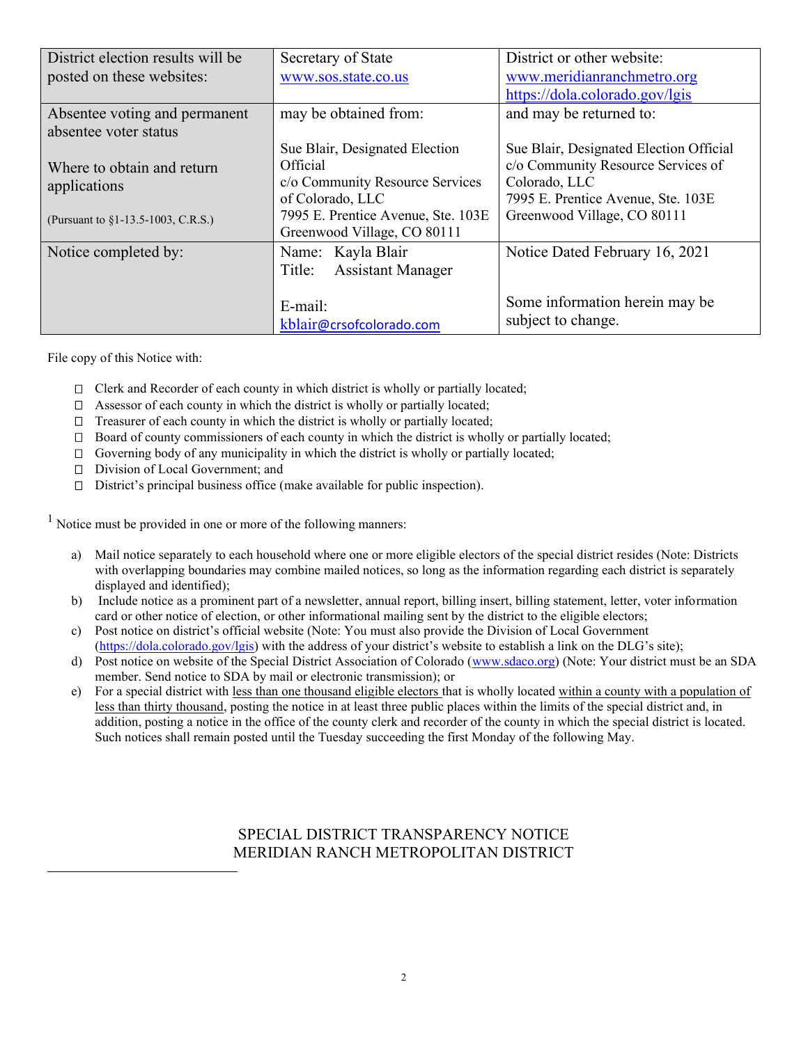| | | |
|---|---|---|
| District election results will be posted on these websites: | Secretary of State<br>www.sos.state.co.us | District or other website:<br>www.meridianranchmetro.org<br>https://dola.colorado.gov/lgis |
| Absentee voting and permanent absentee voter status<br><br>Where to obtain and return applications<br><br>(Pursuant to §1-13.5-1003, C.R.S.) | may be obtained from:<br><br>Sue Blair, Designated Election Official<br>c/o Community Resource Services of Colorado, LLC<br>7995 E. Prentice Avenue, Ste. 103E<br>Greenwood Village, CO 80111 | and may be returned to:<br><br>Sue Blair, Designated Election Official<br>c/o Community Resource Services of Colorado, LLC<br>7995 E. Prentice Avenue, Ste. 103E<br>Greenwood Village, CO 80111 |
| Notice completed by: | Name: Kayla Blair<br>Title: Assistant Manager<br><br>E-mail:<br>kblair@crsofcolorado.com | Notice Dated February 16, 2021<br><br>Some information herein may be subject to change. |

File copy of this Notice with:

- ☐ Clerk and Recorder of each county in which district is wholly or partially located;
- ☐ Assessor of each county in which the district is wholly or partially located;
- ☐ Treasurer of each county in which the district is wholly or partially located;
- ☐ Board of county commissioners of each county in which the district is wholly or partially located;
- ☐ Governing body of any municipality in which the district is wholly or partially located;
- ☐ Division of Local Government; and
- ☐ District's principal business office (make available for public inspection).

[1] Notice must be provided in one or more of the following manners:

a) Mail notice separately to each household where one or more eligible electors of the special district resides (Note: Districts with overlapping boundaries may combine mailed notices, so long as the information regarding each district is separately displayed and identified);

b) Include notice as a prominent part of a newsletter, annual report, billing insert, billing statement, letter, voter information card or other notice of election, or other informational mailing sent by the district to the eligible electors;

c) Post notice on district's official website (Note: You must also provide the Division of Local Government (https://dola.colorado.gov/lgis) with the address of your district's website to establish a link on the DLG's site);

d) Post notice on website of the Special District Association of Colorado (www.sdaco.org) (Note: Your district must be an SDA member. Send notice to SDA by mail or electronic transmission); or

e) For a special district with less than one thousand eligible electors that is wholly located within a county with a population of less than thirty thousand, posting the notice in at least three public places within the limits of the special district and, in addition, posting a notice in the office of the county clerk and recorder of the county in which the special district is located. Such notices shall remain posted until the Tuesday succeeding the first Monday of the following May.

SPECIAL DISTRICT TRANSPARENCY NOTICE
MERIDIAN RANCH METROPOLITAN DISTRICT